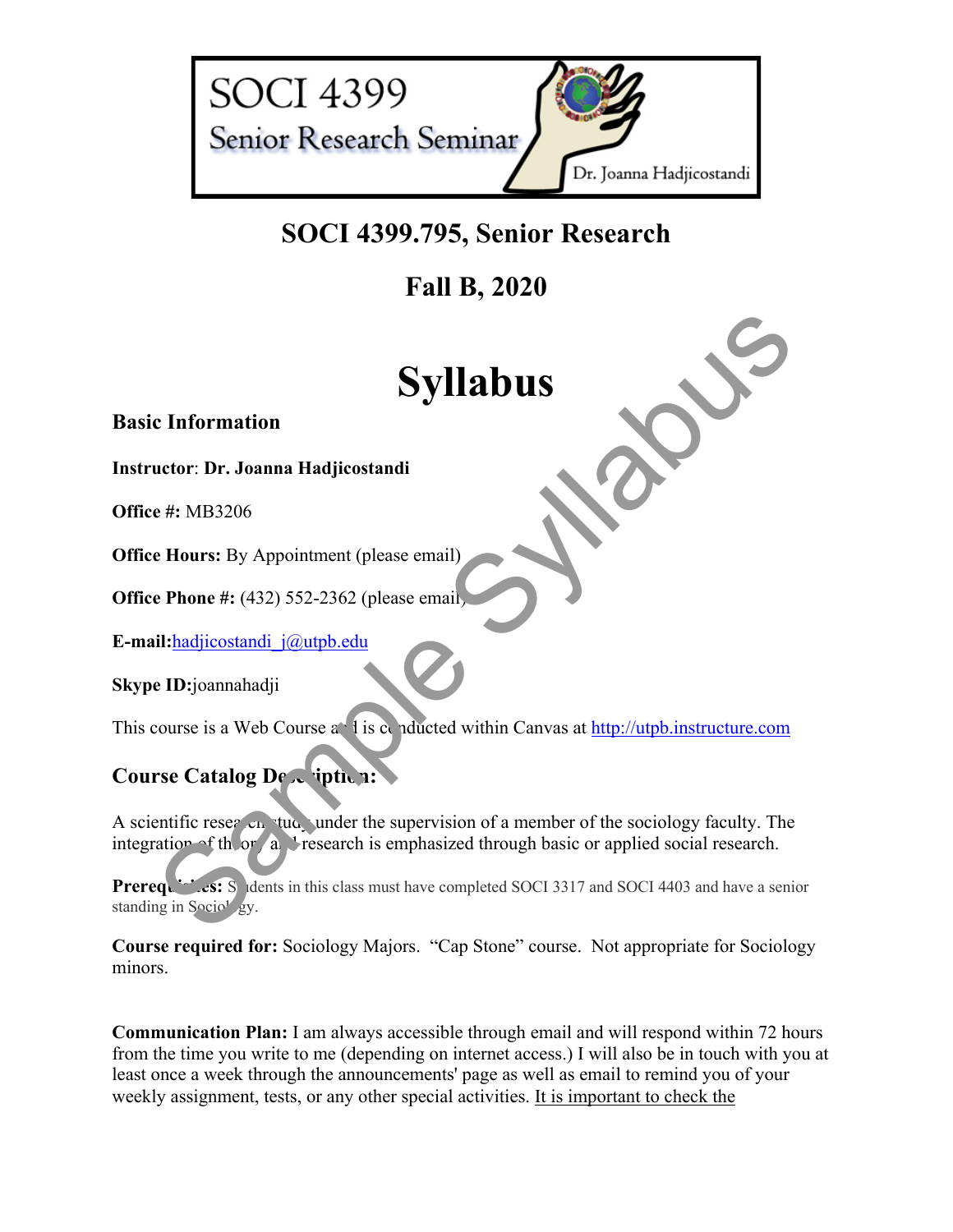SOCI 4399

Senior Research Seminar

Dr. Joanna Hadjicostandi

# SOCI 4399.795, Senior Research

## Fall B, 2020

# Syllabus

### Basic Information

**Instructor**: **Dr. Joanna Hadjicostandi**

**Office #:** MB3206

**Office Hours:** By Appointment (please email)

**Office Phone #:** (432) 552-2362 (please email)

**E-mail:**hadjicostandi_j@utpb.edu

**Skype ID:**joannahadji

This course is a Web Course and is conducted within Canvas at http://utpb.instructure.com

### Course Catalog Description:

A scientific research study under the supervision of a member of the sociology faculty. The integration of theory and research is emphasized through basic or applied social research.

**Prerequisites:** Students in this class must have completed SOCI 3317 and SOCI 4403 and have a senior standing in Sociology.

**Course required for:** Sociology Majors. "Cap Stone" course. Not appropriate for Sociology minors.

**Communication Plan:** I am always accessible through email and will respond within 72 hours from the time you write to me (depending on internet access.) I will also be in touch with you at least once a week through the announcements' page as well as email to remind you of your weekly assignment, tests, or any other special activities. It is important to check the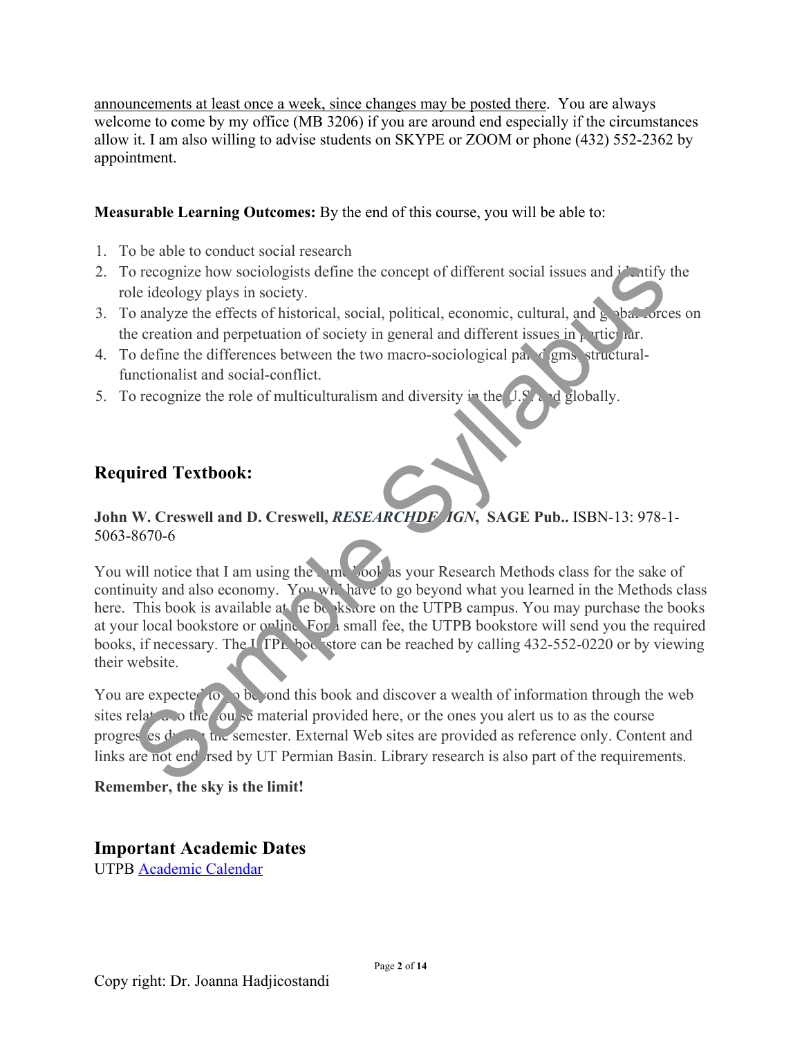announcements at least once a week, since changes may be posted there. You are always welcome to come by my office (MB 3206) if you are around end especially if the circumstances allow it. I am also willing to advise students on SKYPE or ZOOM or phone (432) 552-2362 by appointment.

**Measurable Learning Outcomes:** By the end of this course, you will be able to:

1. To be able to conduct social research
2. To recognize how sociologists define the concept of different social issues and identify the role ideology plays in society.
3. To analyze the effects of historical, social, political, economic, cultural, and global forces on the creation and perpetuation of society in general and different issues in particular.
4. To define the differences between the two macro-sociological paradigms, structural-functionalist and social-conflict.
5. To recognize the role of multiculturalism and diversity in the U.S. and globally.

## Required Textbook:

**John W. Creswell and D. Creswell, *RESEARCHDESIGN*, SAGE Pub..** ISBN-13: 978-1-5063-8670-6

You will notice that I am using the same book as your Research Methods class for the sake of continuity and also economy. You will have to go beyond what you learned in the Methods class here. This book is available at the bookstore on the UTPB campus. You may purchase the books at your local bookstore or online. For a small fee, the UTPB bookstore will send you the required books, if necessary. The UTPB bookstore can be reached by calling 432-552-0220 or by viewing their website.

You are expected to go beyond this book and discover a wealth of information through the web sites related to the course material provided here, or the ones you alert us to as the course progresses during the semester. External Web sites are provided as reference only. Content and links are not endorsed by UT Permian Basin. Library research is also part of the requirements.

**Remember, the sky is the limit!**

## Important Academic Dates

UTPB Academic Calendar

Copy right: Dr. Joanna Hadjicostandi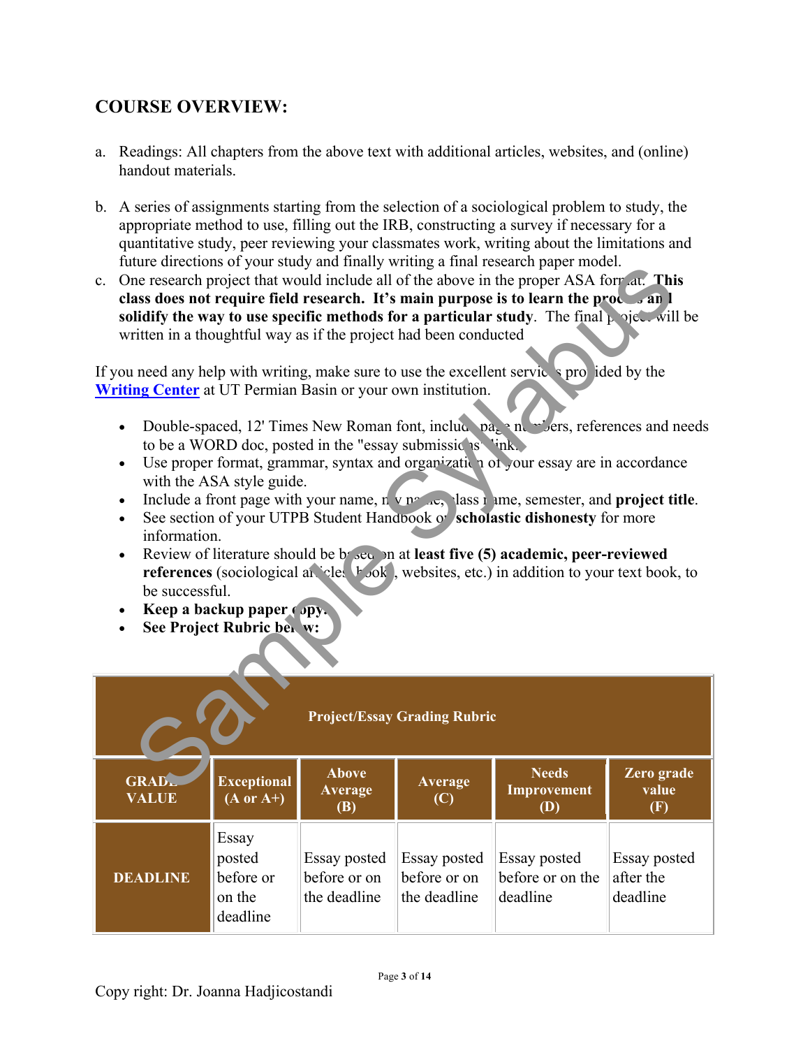## COURSE OVERVIEW:

a. Readings: All chapters from the above text with additional articles, websites, and (online) handout materials.

b. A series of assignments starting from the selection of a sociological problem to study, the appropriate method to use, filling out the IRB, constructing a survey if necessary for a quantitative study, peer reviewing your classmates work, writing about the limitations and future directions of your study and finally writing a final research paper model.

c. One research project that would include all of the above in the proper ASA format. **This class does not require field research. It's main purpose is to learn the process and solidify the way to use specific methods for a particular study**. The final project will be written in a thoughtful way as if the project had been conducted

If you need any help with writing, make sure to use the excellent services provided by the Writing Center at UT Permian Basin or your own institution.

- Double-spaced, 12' Times New Roman font, include page numbers, references and needs to be a WORD doc, posted in the "essay submissions" link.
- Use proper format, grammar, syntax and organization of your essay are in accordance with the ASA style guide.
- Include a front page with your name, my name, class name, semester, and **project title**.
- See section of your UTPB Student Handbook on **scholastic dishonesty** for more information.
- Review of literature should be based on at **least five (5) academic, peer-reviewed references** (sociological articles, books, websites, etc.) in addition to your text book, to be successful.
- **Keep a backup paper copy.**
- **See Project Rubric below:**

| Project/Essay Grading Rubric | | | | | |
|---|---|---|---|---|---|
| **GRADE VALUE** | **Exceptional (A or A+)** | **Above Average (B)** | **Average (C)** | **Needs Improvement (D)** | **Zero grade value (F)** |
| **DEADLINE** | Essay posted before or on the deadline | Essay posted before or on the deadline | Essay posted before or on the deadline | Essay posted before or on the deadline | Essay posted after the deadline |

Copy right: Dr. Joanna Hadjicostandi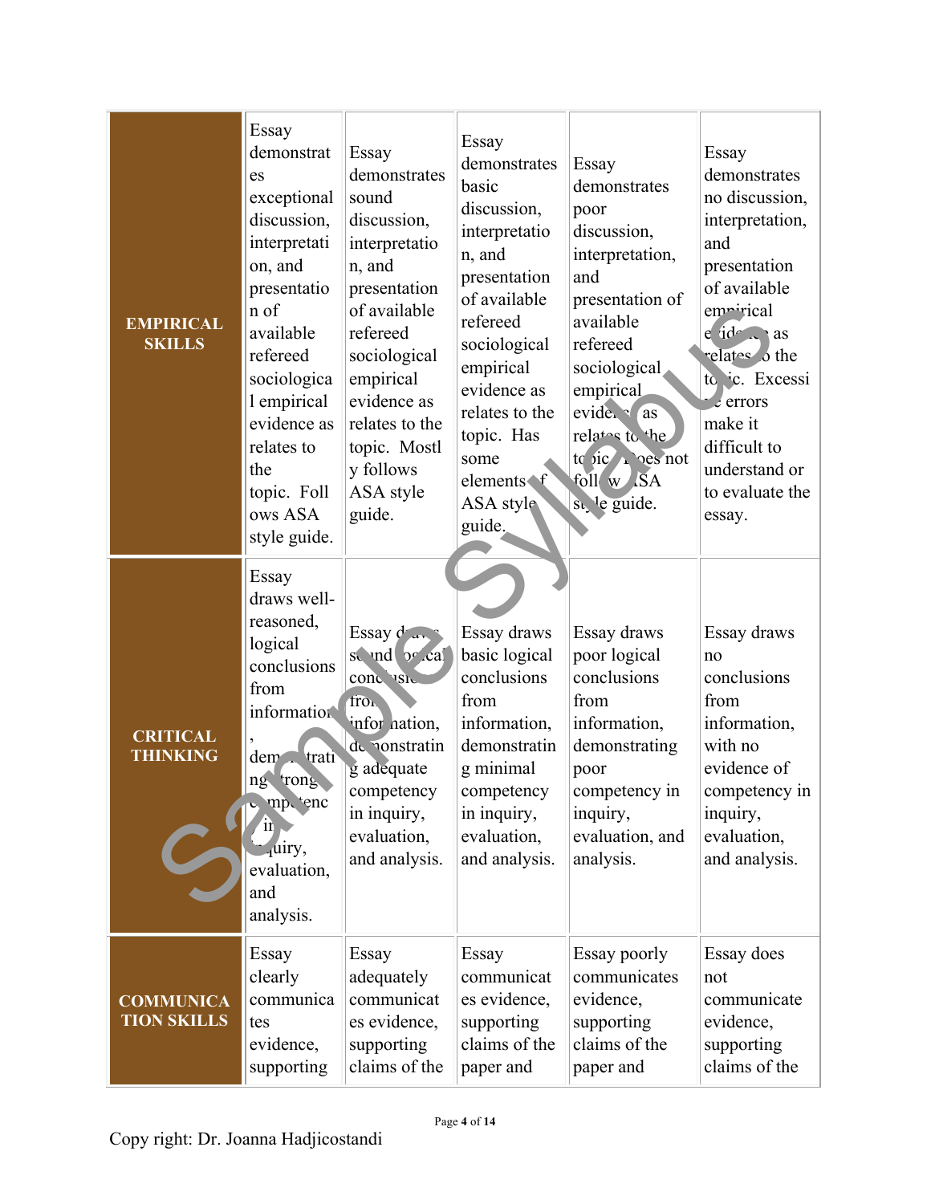| | | | | | |
|---|---|---|---|---|---|
| **EMPIRICAL SKILLS** | Essay demonstrates exceptional discussion, interpretation, and presentation of available refereed sociological empirical evidence as relates to the topic. Follows ASA style guide. | Essay demonstrates sound discussion, interpretation, and presentation of available refereed sociological empirical evidence as relates to the topic. Mostly follows ASA style guide. | Essay demonstrates basic discussion, interpretation, and presentation of available refereed sociological empirical evidence as relates to the topic. Has some elements of ASA style guide. | Essay demonstrates poor discussion, interpretation, and presentation of available refereed sociological empirical evidence as relates to the topic. Does not follow ASA style guide. | Essay demonstrates no discussion, interpretation, and presentation of available empirical evidence as relates to the topic. Excessive errors make it difficult to understand or to evaluate the essay. |
| **CRITICAL THINKING** | Essay draws well-reasoned, logical conclusions from information, demonstrating strong competence in inquiry, evaluation, and analysis. | Essay draws sound logical conclusions from information, demonstrating adequate competency in inquiry, evaluation, and analysis. | Essay draws basic logical conclusions from information, demonstrating minimal competency in inquiry, evaluation, and analysis. | Essay draws poor logical conclusions from information, demonstrating poor competency in inquiry, evaluation, and analysis. | Essay draws no conclusions from information, with no evidence of competency in inquiry, evaluation, and analysis. |
| **COMMUNICATION SKILLS** | Essay clearly communicates evidence, supporting | Essay adequately communicates evidence, supporting claims of the | Essay communicates evidence, supporting claims of the paper and | Essay poorly communicates evidence, supporting claims of the paper and | Essay does not communicate evidence, supporting claims of the |

Copy right: Dr. Joanna Hadjicostandi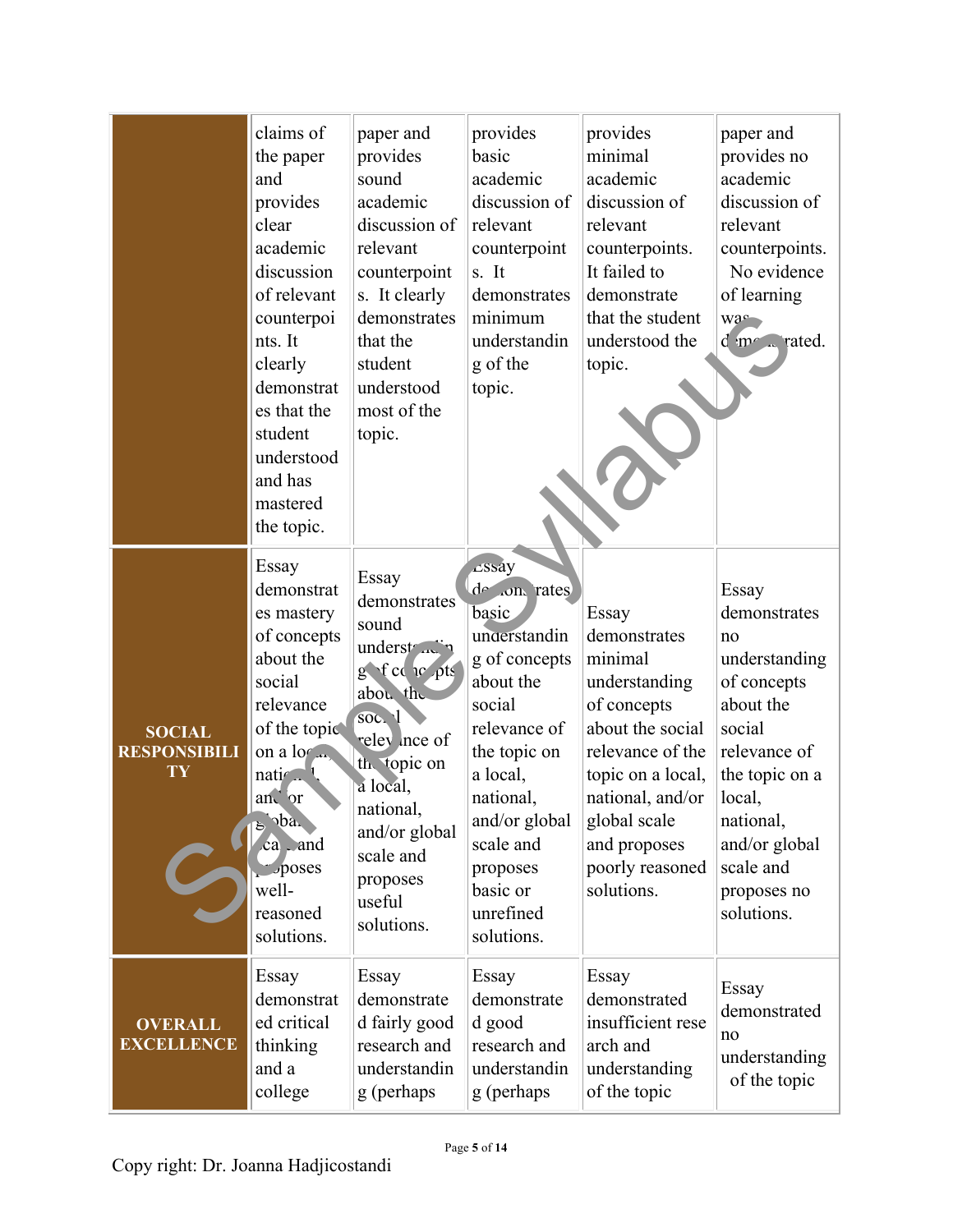| | | | | | |
|---|---|---|---|---|---|
| | claims of the paper and provides clear academic discussion of relevant counterpoints. It clearly demonstrates that the student understood and has mastered the topic. | paper and provides sound academic discussion of relevant counterpoints. It clearly demonstrates that the student understood most of the topic. | provides basic academic discussion of relevant counterpoints. It demonstrates minimum understanding of the topic. | provides minimal academic discussion of relevant counterpoints. It failed to demonstrate that the student understood the topic. | paper and provides no academic discussion of relevant counterpoints. No evidence of learning was demonstrated. |
| **SOCIAL RESPONSIBILITY** | Essay demonstrates mastery of concepts about the social relevance of the topic on a local, national, and/or global scale and proposes well-reasoned solutions. | Essay demonstrates sound understanding of concepts about the social relevance of the topic on a local, national, and/or global scale and proposes useful solutions. | Essay demonstrates basic understanding of concepts about the social relevance of the topic on a local, national, and/or global scale and proposes basic or unrefined solutions. | Essay demonstrates minimal understanding of concepts about the social relevance of the topic on a local, national, and/or global scale and proposes poorly reasoned solutions. | Essay demonstrates no understanding of concepts about the social relevance of the topic on a local, national, and/or global scale and proposes no solutions. |
| **OVERALL EXCELLENCE** | Essay demonstrated critical thinking and a college | Essay demonstrated fairly good research and understanding (perhaps | Essay demonstrated good research and understanding (perhaps | Essay demonstrated insufficient research and understanding of the topic | Essay demonstrated no understanding of the topic |

Copy right: Dr. Joanna Hadjicostandi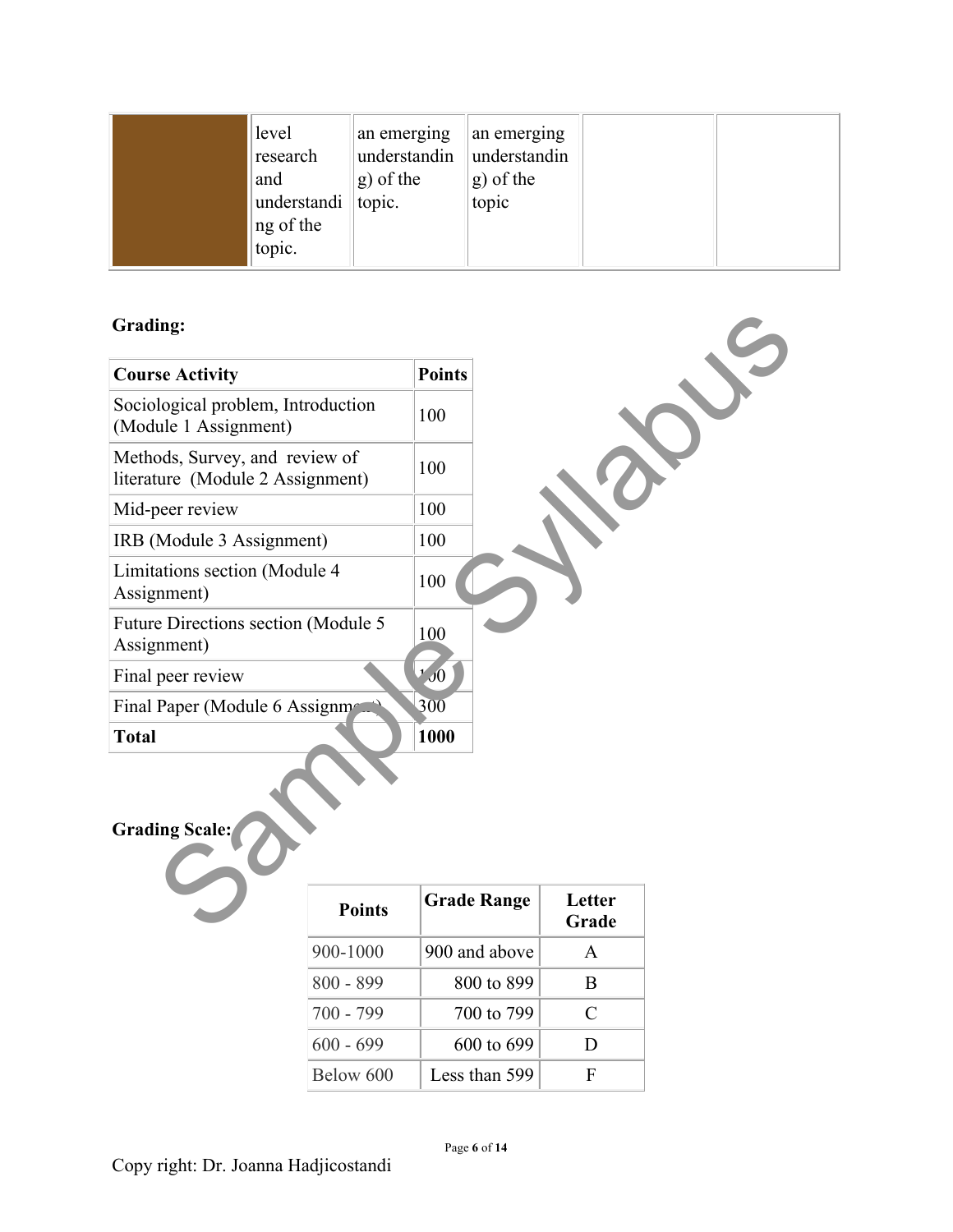| | | | | | |
|---|---|---|---|---|---|
| | level research and understanding of the topic. | an emerging understanding) of the topic. | an emerging understanding) of the topic | | |

**Grading:**

| Course Activity | Points |
|---|---|
| Sociological problem, Introduction (Module 1 Assignment) | 100 |
| Methods, Survey, and review of literature (Module 2 Assignment) | 100 |
| Mid-peer review | 100 |
| IRB (Module 3 Assignment) | 100 |
| Limitations section (Module 4 Assignment) | 100 |
| Future Directions section (Module 5 Assignment) | 100 |
| Final peer review | 100 |
| Final Paper (Module 6 Assignment) | 300 |
| **Total** | **1000** |

**Grading Scale:**

| Points | Grade Range | Letter Grade |
|---|---|---|
| 900-1000 | 900 and above | A |
| 800 - 899 | 800 to 899 | B |
| 700 - 799 | 700 to 799 | C |
| 600 - 699 | 600 to 699 | D |
| Below 600 | Less than 599 | F |

Copy right: Dr. Joanna Hadjicostandi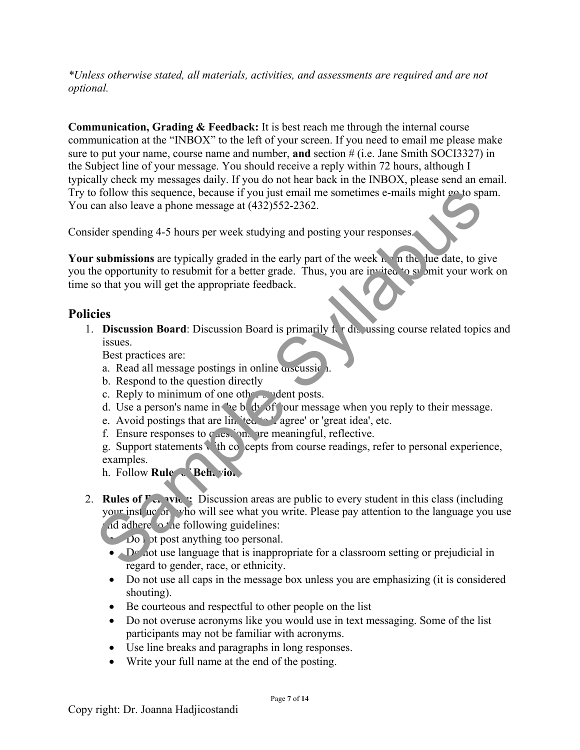*\*Unless otherwise stated, all materials, activities, and assessments are required and are not optional.*

**Communication, Grading & Feedback:** It is best reach me through the internal course communication at the "INBOX" to the left of your screen. If you need to email me please make sure to put your name, course name and number, **and** section # (i.e. Jane Smith SOCI3327) in the Subject line of your message. You should receive a reply within 72 hours, although I typically check my messages daily. If you do not hear back in the INBOX, please send an email. Try to follow this sequence, because if you just email me sometimes e-mails might go to spam. You can also leave a phone message at (432)552-2362.

Consider spending 4-5 hours per week studying and posting your responses.

**Your submissions** are typically graded in the early part of the week from the due date, to give you the opportunity to resubmit for a better grade. Thus, you are invited to submit your work on time so that you will get the appropriate feedback.

## Policies

1. **Discussion Board**: Discussion Board is primarily for discussing course related topics and issues.
   
   Best practices are:
   
   a. Read all message postings in online discussion.
   
   b. Respond to the question directly
   
   c. Reply to minimum of one other student posts.
   
   d. Use a person's name in the body of your message when you reply to their message.
   
   e. Avoid postings that are limited to 'I agree' or 'great idea', etc.
   
   f. Ensure responses to questions are meaningful, reflective.
   
   g. Support statements with concepts from course readings, refer to personal experience, examples.
   
   h. Follow **Rules of Behavior**

2. **Rules of Behavior:** Discussion areas are public to every student in this class (including your instructor) who will see what you write. Please pay attention to the language you use and adhere to the following guidelines:
   - Do not post anything too personal.
   - Do not use language that is inappropriate for a classroom setting or prejudicial in regard to gender, race, or ethnicity.
   - Do not use all caps in the message box unless you are emphasizing (it is considered shouting).
   - Be courteous and respectful to other people on the list
   - Do not overuse acronyms like you would use in text messaging. Some of the list participants may not be familiar with acronyms.
   - Use line breaks and paragraphs in long responses.
   - Write your full name at the end of the posting.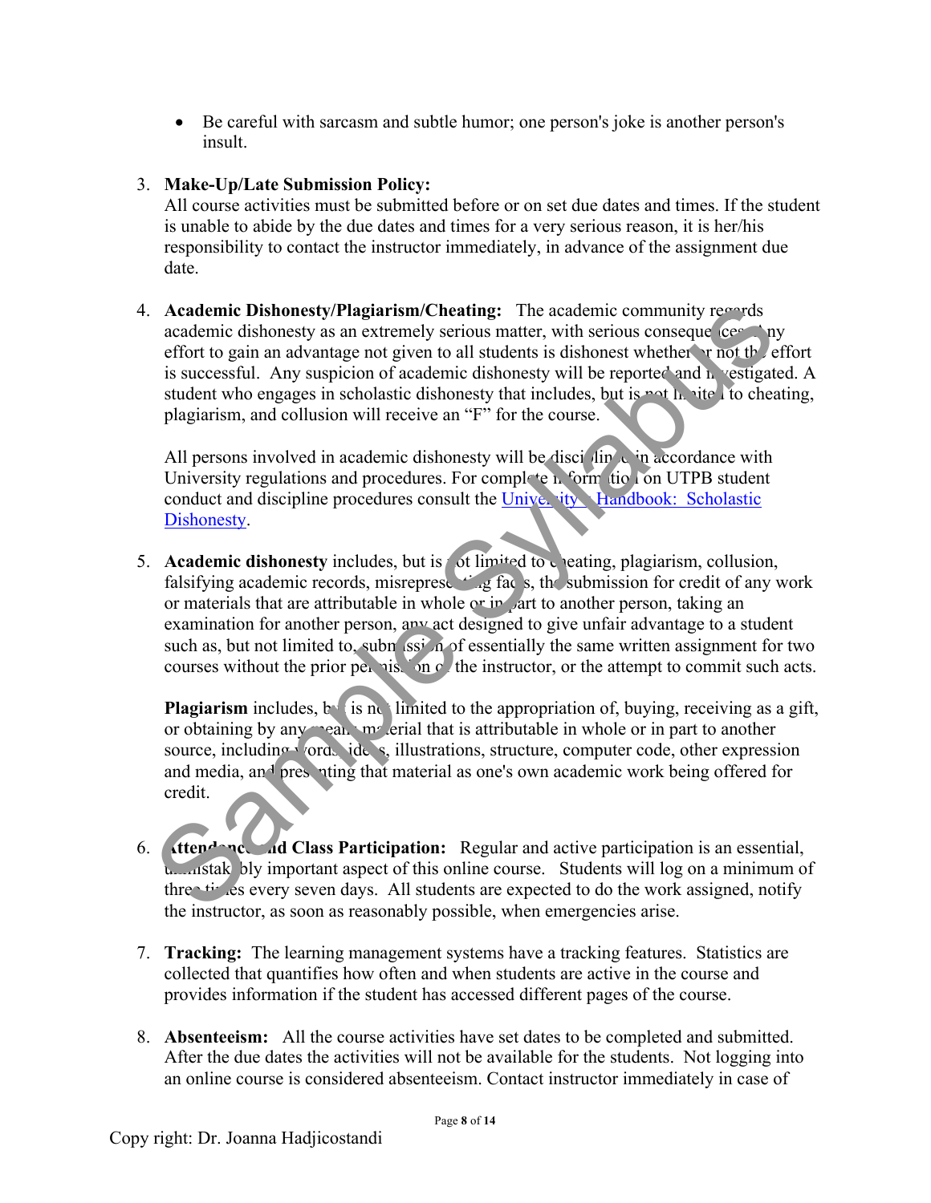- Be careful with sarcasm and subtle humor; one person's joke is another person's insult.

3. **Make-Up/Late Submission Policy:**
   All course activities must be submitted before or on set due dates and times. If the student is unable to abide by the due dates and times for a very serious reason, it is her/his responsibility to contact the instructor immediately, in advance of the assignment due date.

4. **Academic Dishonesty/Plagiarism/Cheating:** The academic community regards academic dishonesty as an extremely serious matter, with serious consequences. Any effort to gain an advantage not given to all students is dishonest whether or not the effort is successful. Any suspicion of academic dishonesty will be reported and investigated. A student who engages in scholastic dishonesty that includes, but is not limited to cheating, plagiarism, and collusion will receive an "F" for the course.

   All persons involved in academic dishonesty will be disciplined in accordance with University regulations and procedures. For complete information on UTPB student conduct and discipline procedures consult the [University Handbook: Scholastic Dishonesty]().

5. **Academic dishonesty** includes, but is not limited to cheating, plagiarism, collusion, falsifying academic records, misrepresenting facts, the submission for credit of any work or materials that are attributable in whole or in part to another person, taking an examination for another person, any act designed to give unfair advantage to a student such as, but not limited to, submission of essentially the same written assignment for two courses without the prior permission of the instructor, or the attempt to commit such acts.

   **Plagiarism** includes, but is not limited to the appropriation of, buying, receiving as a gift, or obtaining by any means material that is attributable in whole or in part to another source, including words, ideas, illustrations, structure, computer code, other expression and media, and presenting that material as one's own academic work being offered for credit.

6. **Attendance and Class Participation:** Regular and active participation is an essential, unmistakably important aspect of this online course. Students will log on a minimum of three times every seven days. All students are expected to do the work assigned, notify the instructor, as soon as reasonably possible, when emergencies arise.

7. **Tracking:** The learning management systems have a tracking features. Statistics are collected that quantifies how often and when students are active in the course and provides information if the student has accessed different pages of the course.

8. **Absenteeism:** All the course activities have set dates to be completed and submitted. After the due dates the activities will not be available for the students. Not logging into an online course is considered absenteeism. Contact instructor immediately in case of

Copy right: Dr. Joanna Hadjicostandi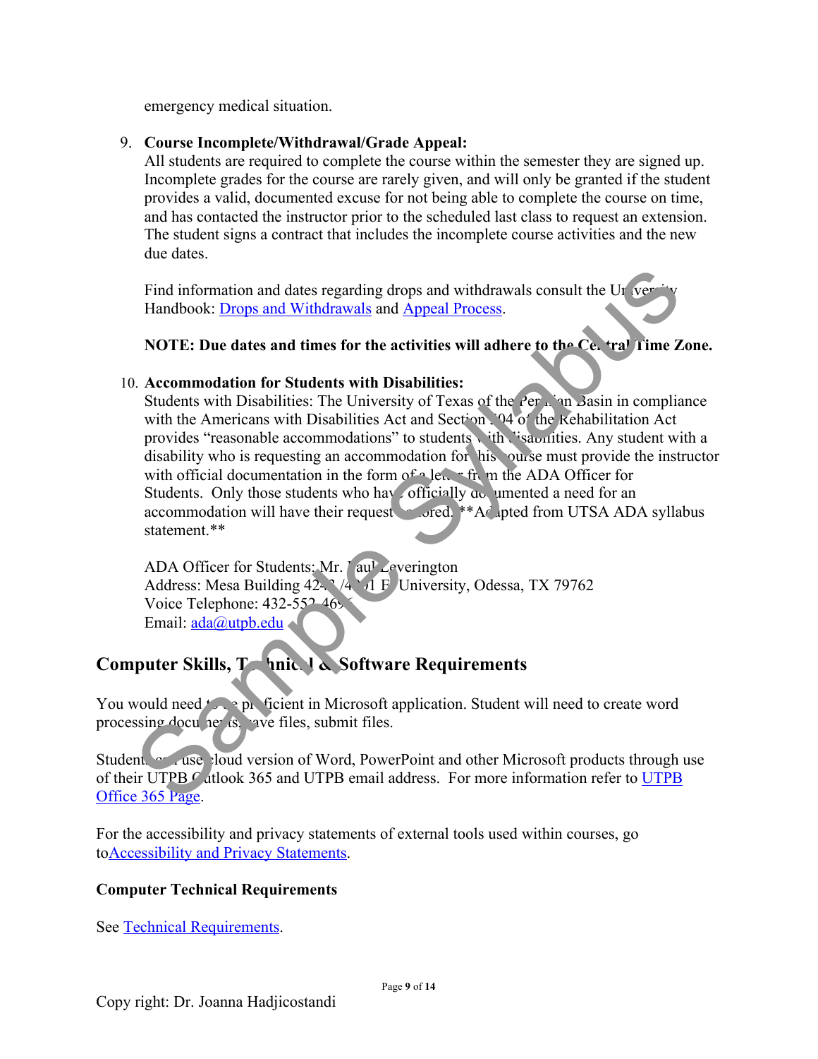emergency medical situation.

9. **Course Incomplete/Withdrawal/Grade Appeal:**
   All students are required to complete the course within the semester they are signed up. Incomplete grades for the course are rarely given, and will only be granted if the student provides a valid, documented excuse for not being able to complete the course on time, and has contacted the instructor prior to the scheduled last class to request an extension. The student signs a contract that includes the incomplete course activities and the new due dates.

   Find information and dates regarding drops and withdrawals consult the University Handbook: [Drops and Withdrawals]() and [Appeal Process]().

   **NOTE: Due dates and times for the activities will adhere to the Central Time Zone.**

10. **Accommodation for Students with Disabilities:**
    Students with Disabilities: The University of Texas of the Permian Basin in compliance with the Americans with Disabilities Act and Section 504 of the Rehabilitation Act provides "reasonable accommodations" to students with disabilities. Any student with a disability who is requesting an accommodation for this course must provide the instructor with official documentation in the form of a letter from the ADA Officer for Students. Only those students who have officially documented a need for an accommodation will have their request honored. **Adapted from UTSA ADA syllabus statement.**

    ADA Officer for Students: Mr. Paul Leverington
    Address: Mesa Building 4242/4901 E. University, Odessa, TX 79762
    Voice Telephone: 432-552-4696
    Email: [ada@utpb.edu]()

## Computer Skills, Technical & Software Requirements

You would need to be proficient in Microsoft application. Student will need to create word processing documents, save files, submit files.

Students can use cloud version of Word, PowerPoint and other Microsoft products through use of their UTPB Outlook 365 and UTPB email address. For more information refer to [UTPB Office 365 Page]().

For the accessibility and privacy statements of external tools used within courses, go to[Accessibility and Privacy Statements]().

### Computer Technical Requirements

See [Technical Requirements]().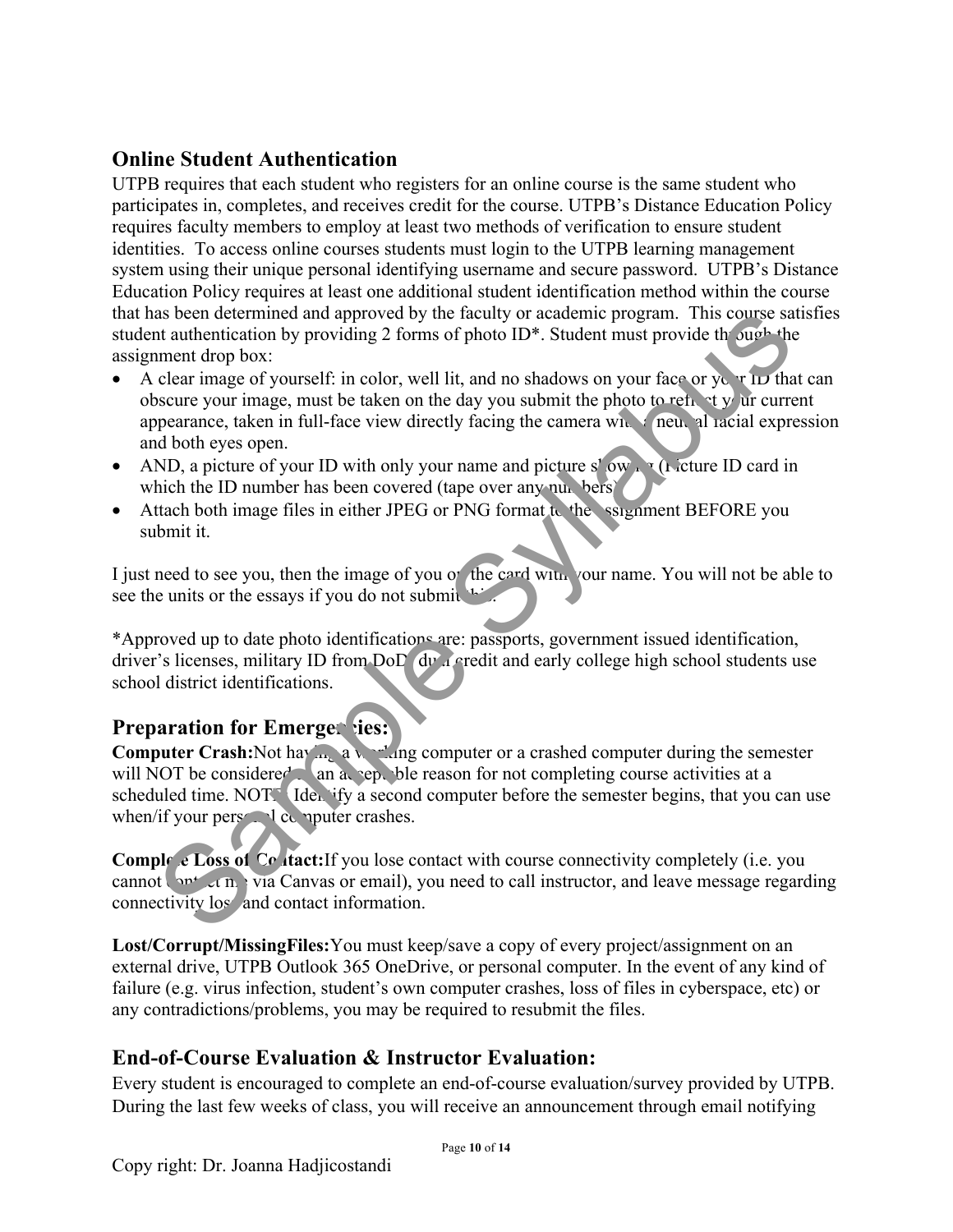## Online Student Authentication

UTPB requires that each student who registers for an online course is the same student who participates in, completes, and receives credit for the course. UTPB's Distance Education Policy requires faculty members to employ at least two methods of verification to ensure student identities. To access online courses students must login to the UTPB learning management system using their unique personal identifying username and secure password. UTPB's Distance Education Policy requires at least one additional student identification method within the course that has been determined and approved by the faculty or academic program. This course satisfies student authentication by providing 2 forms of photo ID*. Student must provide through the assignment drop box:

- A clear image of yourself: in color, well lit, and no shadows on your face or your ID that can obscure your image, must be taken on the day you submit the photo to reflect your current appearance, taken in full-face view directly facing the camera with a neutral facial expression and both eyes open.
- AND, a picture of your ID with only your name and picture showing (Picture ID card in which the ID number has been covered (tape over any numbers).
- Attach both image files in either JPEG or PNG format to the assignment BEFORE you submit it.

I just need to see you, then the image of you on the card with your name. You will not be able to see the units or the essays if you do not submit this.

*Approved up to date photo identifications are: passports, government issued identification, driver's licenses, military ID from DoD. dual credit and early college high school students use school district identifications.

## Preparation for Emergencies:

**Computer Crash:** Not having a working computer or a crashed computer during the semester will NOT be considered as an acceptable reason for not completing course activities at a scheduled time. NOTE: Identify a second computer before the semester begins, that you can use when/if your personal computer crashes.

**Complete Loss of Contact:** If you lose contact with course connectivity completely (i.e. you cannot contact me via Canvas or email), you need to call instructor, and leave message regarding connectivity loss and contact information.

**Lost/Corrupt/MissingFiles:** You must keep/save a copy of every project/assignment on an external drive, UTPB Outlook 365 OneDrive, or personal computer. In the event of any kind of failure (e.g. virus infection, student's own computer crashes, loss of files in cyberspace, etc) or any contradictions/problems, you may be required to resubmit the files.

## End-of-Course Evaluation & Instructor Evaluation:

Every student is encouraged to complete an end-of-course evaluation/survey provided by UTPB. During the last few weeks of class, you will receive an announcement through email notifying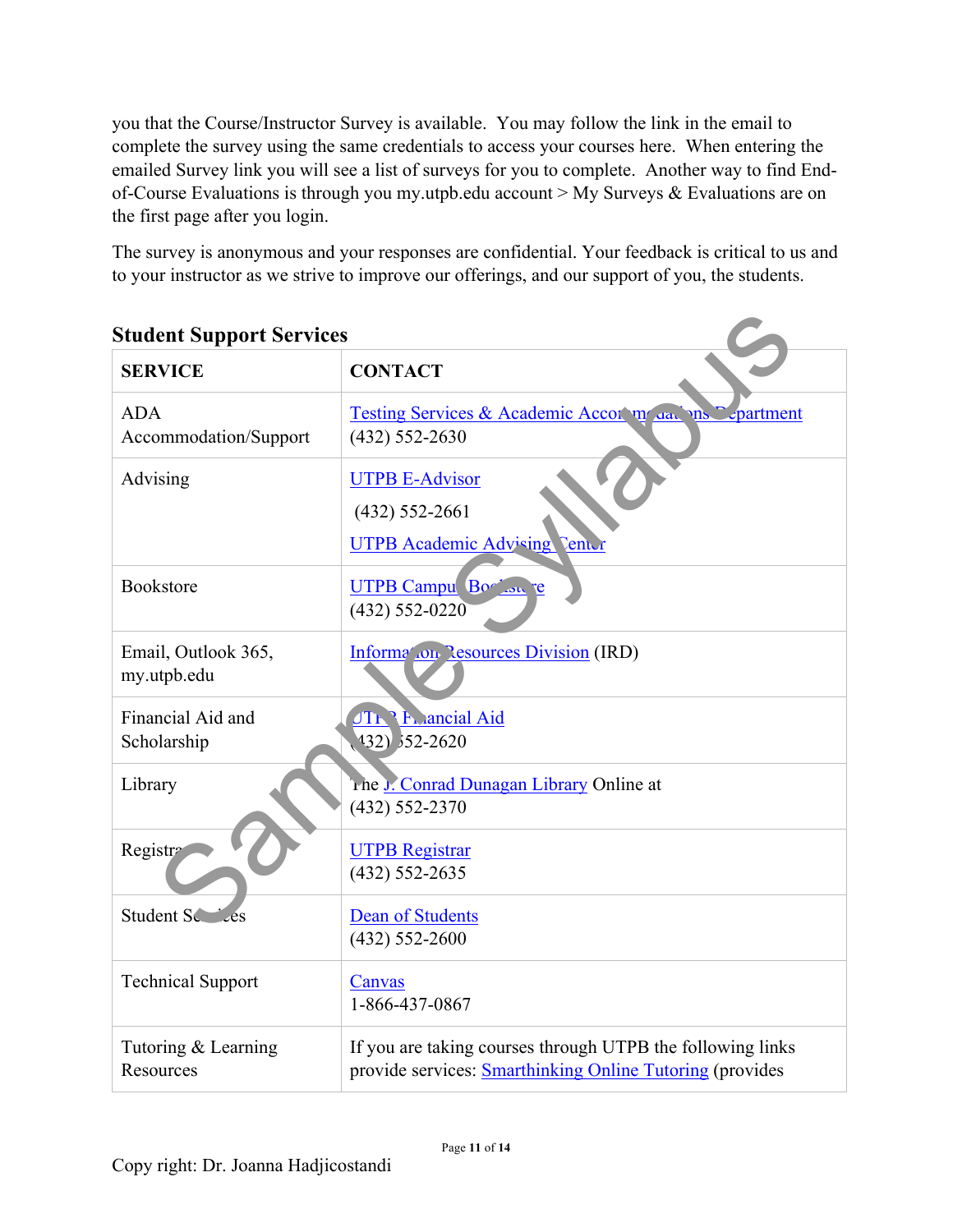you that the Course/Instructor Survey is available. You may follow the link in the email to complete the survey using the same credentials to access your courses here. When entering the emailed Survey link you will see a list of surveys for you to complete. Another way to find End-of-Course Evaluations is through you my.utpb.edu account > My Surveys & Evaluations are on the first page after you login.

The survey is anonymous and your responses are confidential. Your feedback is critical to us and to your instructor as we strive to improve our offerings, and our support of you, the students.

## Student Support Services

| SERVICE | CONTACT |
|---|---|
| ADA Accommodation/Support | Testing Services & Academic Accommodations Department (432) 552-2630 |
| Advising | UTPB E-Advisor (432) 552-2661 UTPB Academic Advising Center |
| Bookstore | UTPB Campus Bookstore (432) 552-0220 |
| Email, Outlook 365, my.utpb.edu | Information Resources Division (IRD) |
| Financial Aid and Scholarship | UTPB Financial Aid (432) 552-2620 |
| Library | The J. Conrad Dunagan Library Online at (432) 552-2370 |
| Registrar | UTPB Registrar (432) 552-2635 |
| Student Services | Dean of Students (432) 552-2600 |
| Technical Support | Canvas 1-866-437-0867 |
| Tutoring & Learning Resources | If you are taking courses through UTPB the following links provide services: Smarthinking Online Tutoring (provides |

Copy right: Dr. Joanna Hadjicostandi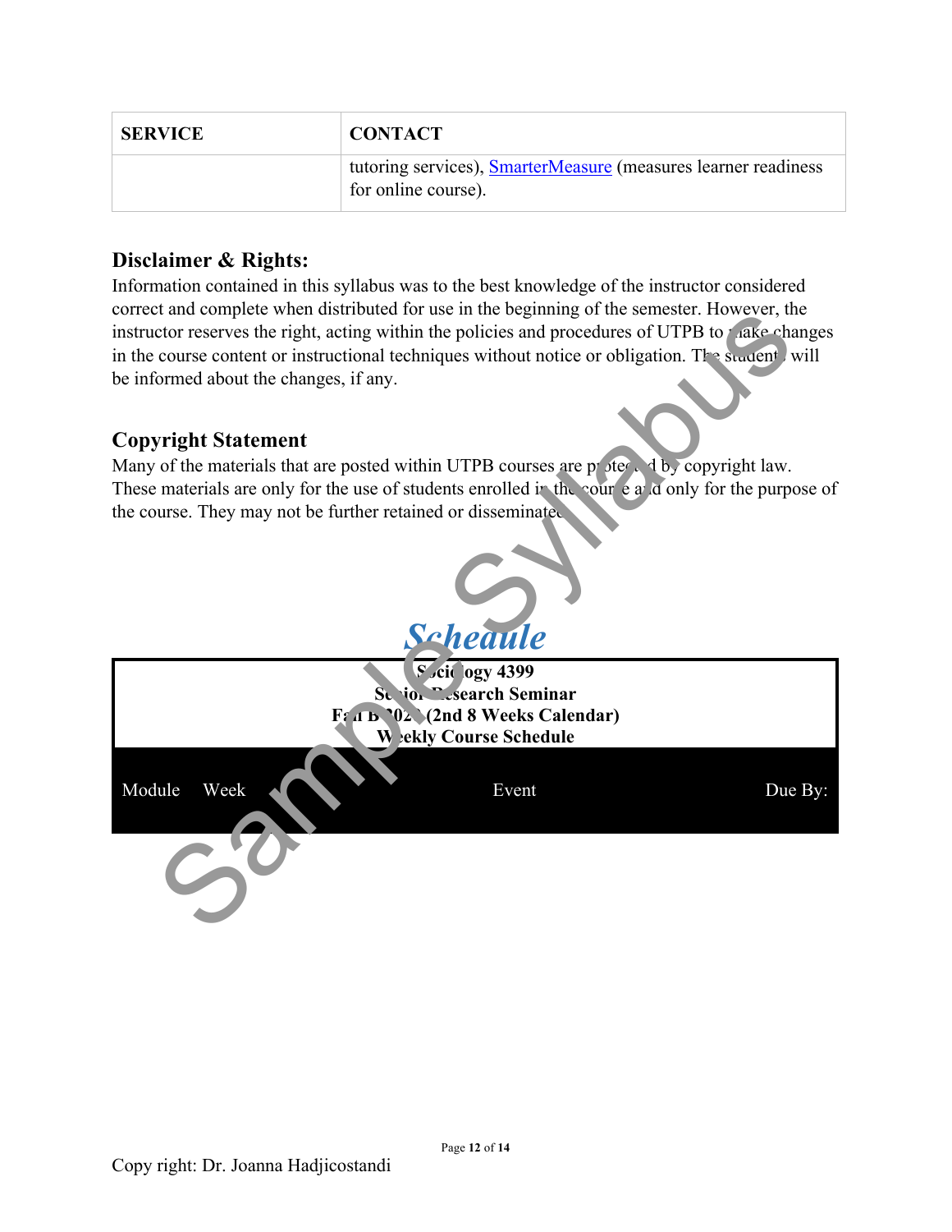| SERVICE | CONTACT |
|---|---|
| | tutoring services), SmarterMeasure (measures learner readiness for online course). |

## Disclaimer & Rights:

Information contained in this syllabus was to the best knowledge of the instructor considered correct and complete when distributed for use in the beginning of the semester. However, the instructor reserves the right, acting within the policies and procedures of UTPB to make changes in the course content or instructional techniques without notice or obligation. The students will be informed about the changes, if any.

## Copyright Statement

Many of the materials that are posted within UTPB courses are protected by copyright law. These materials are only for the use of students enrolled in the course and only for the purpose of the course. They may not be further retained or disseminated.

# *Schedule*

**Sociology 4399**
**Senior Research Seminar**
**Fall B 202_ (2nd 8 Weeks Calendar)**
**Weekly Course Schedule**

| Module | Week | Event | Due By: |
|---|---|---|---|

Copy right: Dr. Joanna Hadjicostandi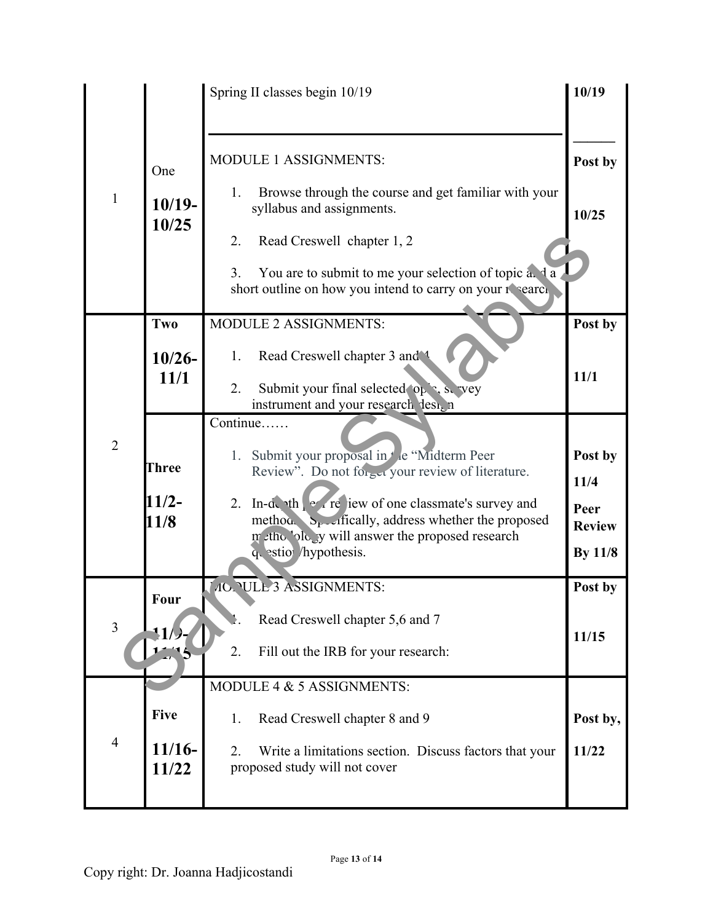| | | | |
|---|---|---|---|
| | | Spring II classes begin 10/19 | 10/19 |
| 1 | One<br><br>**10/19-10/25** | MODULE 1 ASSIGNMENTS:<br><br>1. Browse through the course and get familiar with your syllabus and assignments.<br><br>2. Read Creswell chapter 1, 2<br><br>3. You are to submit to me your selection of topic and a short outline on how you intend to carry on your research | **Post by**<br><br>**10/25** |
| 2 | **Two**<br><br>**10/26-11/1** | MODULE 2 ASSIGNMENTS:<br><br>1. Read Creswell chapter 3 and 4<br><br>2. Submit your final selected topic, survey instrument and your research design | **Post by**<br><br>**11/1** |
| | **Three**<br><br>**11/2-11/8** | Continue……<br><br>1. Submit your proposal in the "Midterm Peer Review". Do not forget your review of literature.<br><br>2. In-depth peer review of one classmate's survey and method. Specifically, address whether the proposed methodology will answer the proposed research question/hypothesis. | **Post by**<br><br>**11/4**<br><br>**Peer Review**<br><br>**By 11/8** |
| 3 | **Four**<br><br>**11/9-11/15** | MODULE 3 ASSIGNMENTS:<br><br>1. Read Creswell chapter 5,6 and 7<br><br>2. Fill out the IRB for your research: | **Post by**<br><br>**11/15** |
| 4 | **Five**<br><br>**11/16-11/22** | MODULE 4 & 5 ASSIGNMENTS:<br><br>1. Read Creswell chapter 8 and 9<br><br>2. Write a limitations section. Discuss factors that your proposed study will not cover | **Post by,**<br><br>**11/22** |

Copy right: Dr. Joanna Hadjicostandi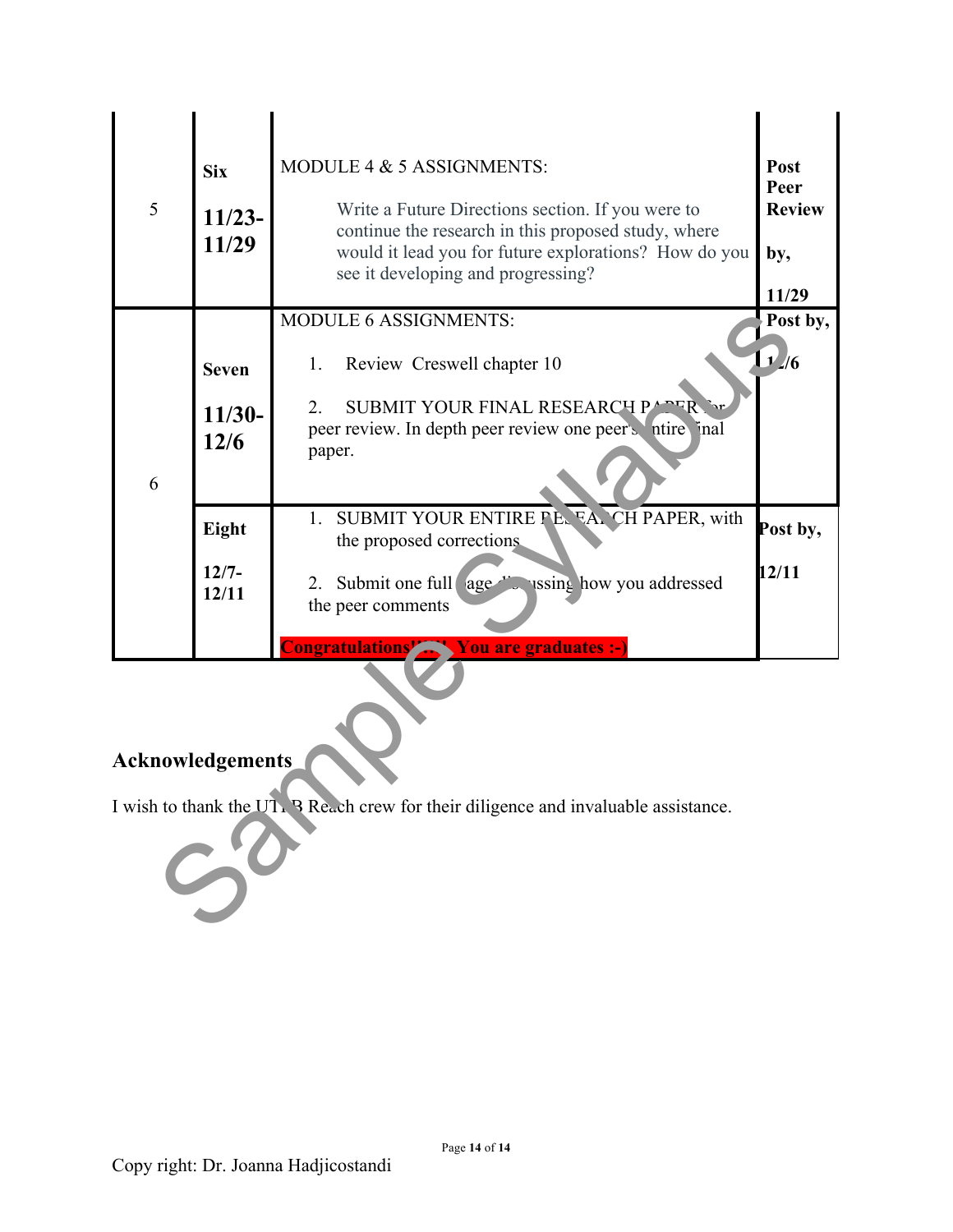| | | | |
|---|---|---|---|
| 5 | **Six** **11/23-11/29** | MODULE 4 & 5 ASSIGNMENTS: Write a Future Directions section. If you were to continue the research in this proposed study, where would it lead you for future explorations? How do you see it developing and progressing? | **Post Peer Review by, 11/29** |
| 6 | **Seven** **11/30-12/6** | MODULE 6 ASSIGNMENTS: 1. Review Creswell chapter 10 2. SUBMIT YOUR FINAL RESEARCH PAPER for peer review. In depth peer review one peer's entire final paper. | **Post by, 12/6** |
| | **Eight** **12/7-12/11** | 1. SUBMIT YOUR ENTIRE RESEARCH PAPER, with the proposed corrections 2. Submit one full page discussing how you addressed the peer comments **Congratulations!!!! You are graduates :-)** | **Post by, 12/11** |

## Acknowledgements

I wish to thank the UTPB Reach crew for their diligence and invaluable assistance.

Copy right: Dr. Joanna Hadjicostandi